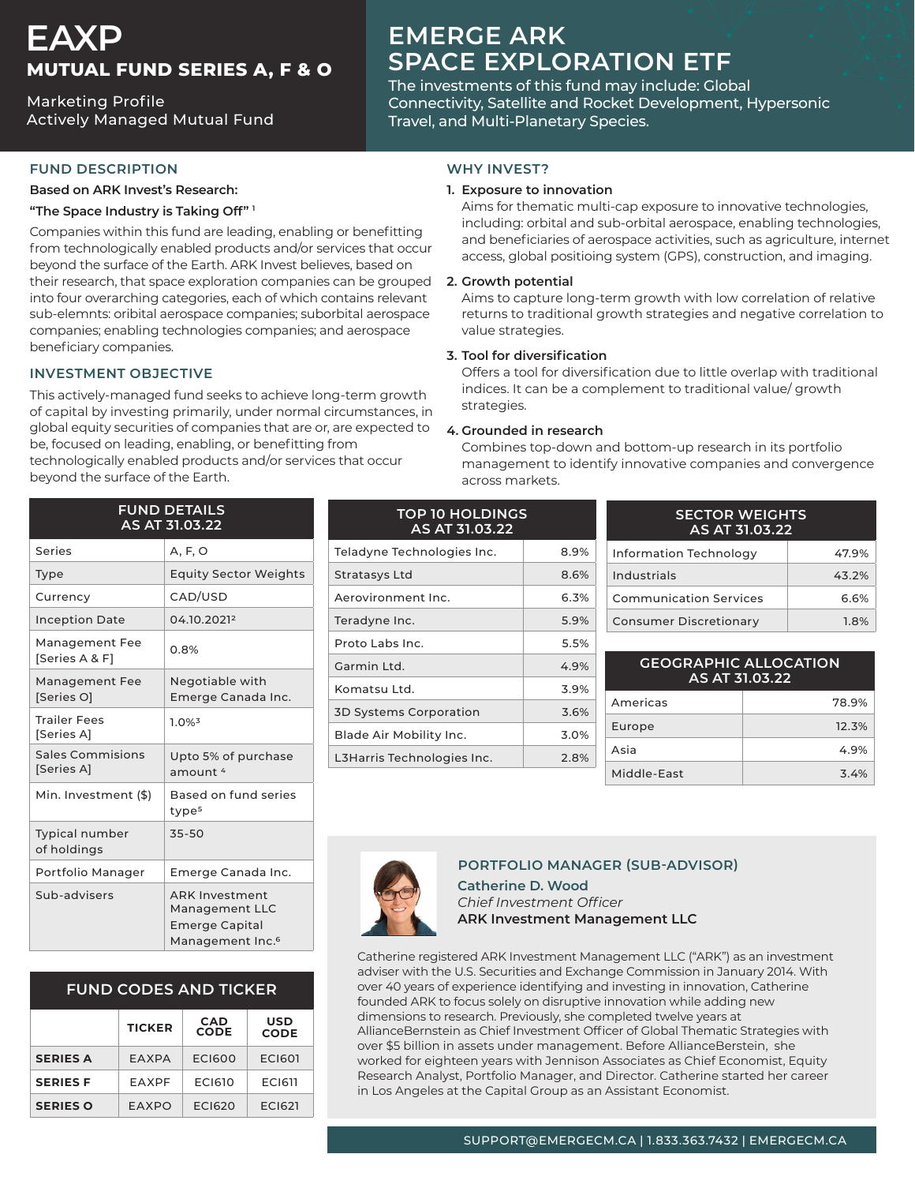# EAXP

## MUTUAL FUND SERIES A, F & O

Marketing Profile
Actively Managed Mutual Fund

# EMERGE ARK SPACE EXPLORATION ETF

The investments of this fund may include: Global Connectivity, Satellite and Rocket Development, Hypersonic Travel, and Multi-Planetary Species.

## FUND DESCRIPTION

**Based on ARK Invest's Research:**

**"The Space Industry is Taking Off"** [1]

Companies within this fund are leading, enabling or benefitting from technologically enabled products and/or services that occur beyond the surface of the Earth. ARK Invest believes, based on their research, that space exploration companies can be grouped into four overarching categories, each of which contains relevant sub-elemnts: orbital aerospace companies; suborbital aerospace companies; enabling technologies companies; and aerospace beneficiary companies.

## INVESTMENT OBJECTIVE

This actively-managed fund seeks to achieve long-term growth of capital by investing primarily, under normal circumstances, in global equity securities of companies that are or, are expected to be, focused on leading, enabling, or benefitting from technologically enabled products and/or services that occur beyond the surface of the Earth.

## WHY INVEST?

1. **Exposure to innovation**
   Aims for thematic multi-cap exposure to innovative technologies, including: orbital and sub-orbital aerospace, enabling technologies, and beneficiaries of aerospace activities, such as agriculture, internet access, global positioing system (GPS), construction, and imaging.
2. **Growth potential**
   Aims to capture long-term growth with low correlation of relative returns to traditional growth strategies and negative correlation to value strategies.
3. **Tool for diversification**
   Offers a tool for diversification due to little overlap with traditional indices. It can be a complement to traditional value/ growth strategies.
4. **Grounded in research**
   Combines top-down and bottom-up research in its portfolio management to identify innovative companies and convergence across markets.

## FUND DETAILS AS AT 31.03.22

| | |
|---|---|
| Series | A, F, O |
| Type | Equity Sector Weights |
| Currency | CAD/USD |
| Inception Date | 04.10.2021[2] |
| Management Fee [Series A & F] | 0.8% |
| Management Fee [Series O] | Negotiable with Emerge Canada Inc. |
| Trailer Fees [Series A] | 1.0%[3] |
| Sales Commisions [Series A] | Upto 5% of purchase amount [4] |
| Min. Investment ($) | Based on fund series type[5] |
| Typical number of holdings | 35-50 |
| Portfolio Manager | Emerge Canada Inc. |
| Sub-advisers | ARK Investment Management LLC Emerge Capital Management Inc.[6] |

## TOP 10 HOLDINGS AS AT 31.03.22

| | |
|---|---|
| Teladyne Technologies Inc. | 8.9% |
| Stratasys Ltd | 8.6% |
| Aerovironment Inc. | 6.3% |
| Teradyne Inc. | 5.9% |
| Proto Labs Inc. | 5.5% |
| Garmin Ltd. | 4.9% |
| Komatsu Ltd. | 3.9% |
| 3D Systems Corporation | 3.6% |
| Blade Air Mobility Inc. | 3.0% |
| L3Harris Technologies Inc. | 2.8% |

## SECTOR WEIGHTS AS AT 31.03.22

| | |
|---|---|
| Information Technology | 47.9% |
| Industrials | 43.2% |
| Communication Services | 6.6% |
| Consumer Discretionary | 1.8% |

## GEOGRAPHIC ALLOCATION AS AT 31.03.22

| | |
|---|---|
| Americas | 78.9% |
| Europe | 12.3% |
| Asia | 4.9% |
| Middle-East | 3.4% |

## FUND CODES AND TICKER

| | TICKER | CAD CODE | USD CODE |
|---|---|---|---|
| **SERIES A** | EAXPA | ECI600 | ECI601 |
| **SERIES F** | EAXPF | ECI610 | ECI611 |
| **SERIES O** | EAXPO | ECI620 | ECI621 |

## PORTFOLIO MANAGER (SUB-ADVISOR)

**Catherine D. Wood**
*Chief Investment Officer*
**ARK Investment Management LLC**

Catherine registered ARK Investment Management LLC ("ARK") as an investment adviser with the U.S. Securities and Exchange Commission in January 2014. With over 40 years of experience identifying and investing in innovation, Catherine founded ARK to focus solely on disruptive innovation while adding new dimensions to research. Previously, she completed twelve years at AllianceBernstein as Chief Investment Officer of Global Thematic Strategies with over $5 billion in assets under management. Before AllianceBerstein, she worked for eighteen years with Jennison Associates as Chief Economist, Equity Research Analyst, Portfolio Manager, and Director. Catherine started her career in Los Angeles at the Capital Group as an Assistant Economist.

SUPPORT@EMERGECM.CA | 1.833.363.7432 | EMERGECM.CA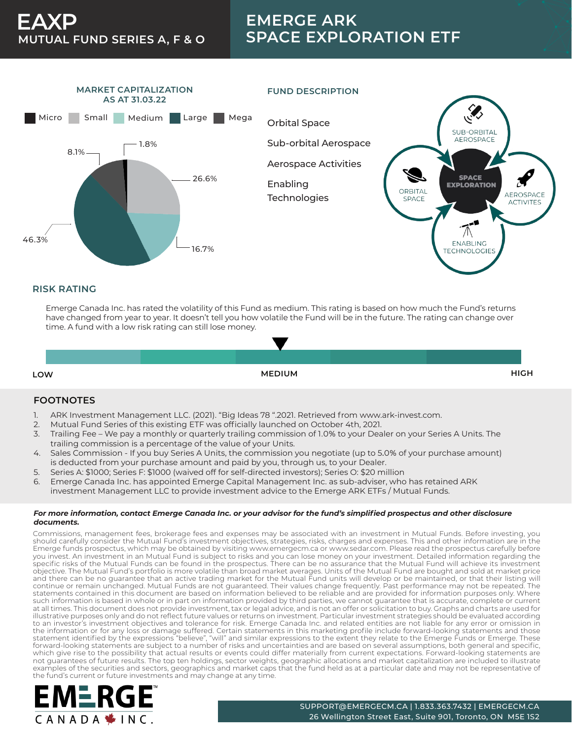# EAXP
## MUTUAL FUND SERIES A, F & O

# EMERGE ARK SPACE EXPLORATION ETF

### MARKET CAPITALIZATION AS AT 31.03.22

Micro
Small
Medium
Large
Mega

1.8%
8.1%
26.6%
46.3%
16.7%

### FUND DESCRIPTION

Orbital Space

Sub-orbital Aerospace

Aerospace Activities

Enabling Technologies

SUB-ORBITAL AEROSPACE
ORBITAL SPACE
SPACE EXPLORATION
AEROSPACE ACTIVITIES
ENABLING TECHNOLOGIES

### RISK RATING

Emerge Canada Inc. has rated the volatility of this Fund as medium. This rating is based on how much the Fund's returns have changed from year to year. It doesn't tell you how volatile the Fund will be in the future. The rating can change over time. A fund with a low risk rating can still lose money.

LOW
MEDIUM
HIGH

### FOOTNOTES

1. ARK Investment Management LLC. (2021). "Big Ideas 78 ".2021. Retrieved from www.ark-invest.com.
2. Mutual Fund Series of this existing ETF was officially launched on October 4th, 2021.
3. Trailing Fee – We pay a monthly or quarterly trailing commission of 1.0% to your Dealer on your Series A Units. The trailing commission is a percentage of the value of your Units.
4. Sales Commission - If you buy Series A Units, the commission you negotiate (up to 5.0% of your purchase amount) is deducted from your purchase amount and paid by you, through us, to your Dealer.
5. Series A: $1000; Series F: $1000 (waived off for self-directed investors); Series O: $20 million
6. Emerge Canada Inc. has appointed Emerge Capital Management Inc. as sub-adviser, who has retained ARK investment Management LLC to provide investment advice to the Emerge ARK ETFs / Mutual Funds.

***For more information, contact Emerge Canada Inc. or your advisor for the fund's simplified prospectus and other disclosure documents.***

Commissions, management fees, brokerage fees and expenses may be associated with an investment in Mutual Funds. Before investing, you should carefully consider the Mutual Fund's investment objectives, strategies, risks, charges and expenses. This and other information are in the Emerge funds prospectus, which may be obtained by visiting www.emergecm.ca or www.sedar.com. Please read the prospectus carefully before you invest. An investment in an Mutual Fund is subject to risks and you can lose money on your investment. Detailed information regarding the specific risks of the Mutual Funds can be found in the prospectus. There can be no assurance that the Mutual Fund will achieve its investment objective. The Mutual Fund's portfolio is more volatile than broad market averages. Units of the Mutual Fund are bought and sold at market price and there can be no guarantee that an active trading market for the Mutual Fund units will develop or be maintained, or that their listing will continue or remain unchanged. Mutual Funds are not guaranteed. Their values change frequently. Past performance may not be repeated. The statements contained in this document are based on information believed to be reliable and are provided for information purposes only. Where such information is based in whole or in part on information provided by third parties, we cannot guarantee that is accurate, complete or current at all times. This document does not provide investment, tax or legal advice, and is not an offer or solicitation to buy. Graphs and charts are used for illustrative purposes only and do not reflect future values or returns on investment. Particular investment strategies should be evaluated according to an investor's investment objectives and tolerance for risk. Emerge Canada Inc. and related entities are not liable for any error or omission in the information or for any loss or damage suffered. Certain statements in this marketing profile include forward-looking statements and those statement identified by the expressions "believe", "will" and similar expressions to the extent they relate to the Emerge Funds or Emerge. These forward-looking statements are subject to a number of risks and uncertainties and are based on several assumptions, both general and specific, which give rise to the possibility that actual results or events could differ materially from current expectations. Forward-looking statements are not guarantees of future results. The top ten holdings, sector weights, geographic allocations and market capitalization are included to illustrate examples of the securities and sectors, geographics and market caps that the fund held as at a particular date and may not be representative of the fund's current or future investments and may change at any time.

EMERGE CANADA INC.

SUPPORT@EMERGECM.CA | 1.833.363.7432 | EMERGECM.CA
26 Wellington Street East, Suite 901, Toronto, ON M5E 1S2